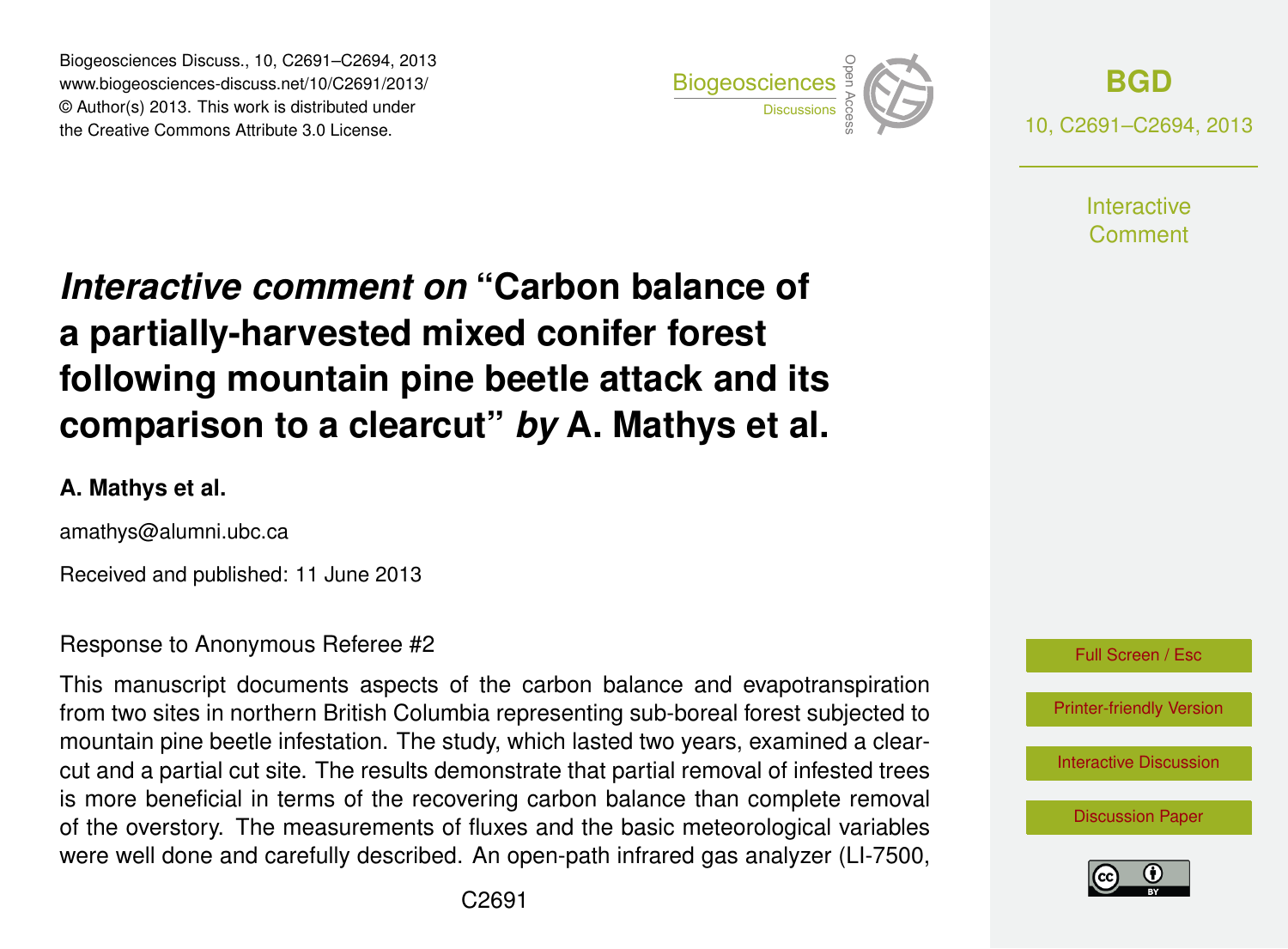# *Interactive comment on* "Carbon balance of a partially-harvested mixed conifer forest following mountain pine beetle attack and its comparison to a clearcut" *by* A. Mathys et al.

**A. Mathys et al.**

amathys@alumni.ubc.ca

Received and published: 11 June 2013

Response to Anonymous Referee #2

This manuscript documents aspects of the carbon balance and evapotranspiration from two sites in northern British Columbia representing sub-boreal forest subjected to mountain pine beetle infestation. The study, which lasted two years, examined a clear-cut and a partial cut site. The results demonstrate that partial removal of infested trees is more beneficial in terms of the recovering carbon balance than complete removal of the overstory. The measurements of fluxes and the basic meteorological variables were well done and carefully described. An open-path infrared gas analyzer (LI-7500,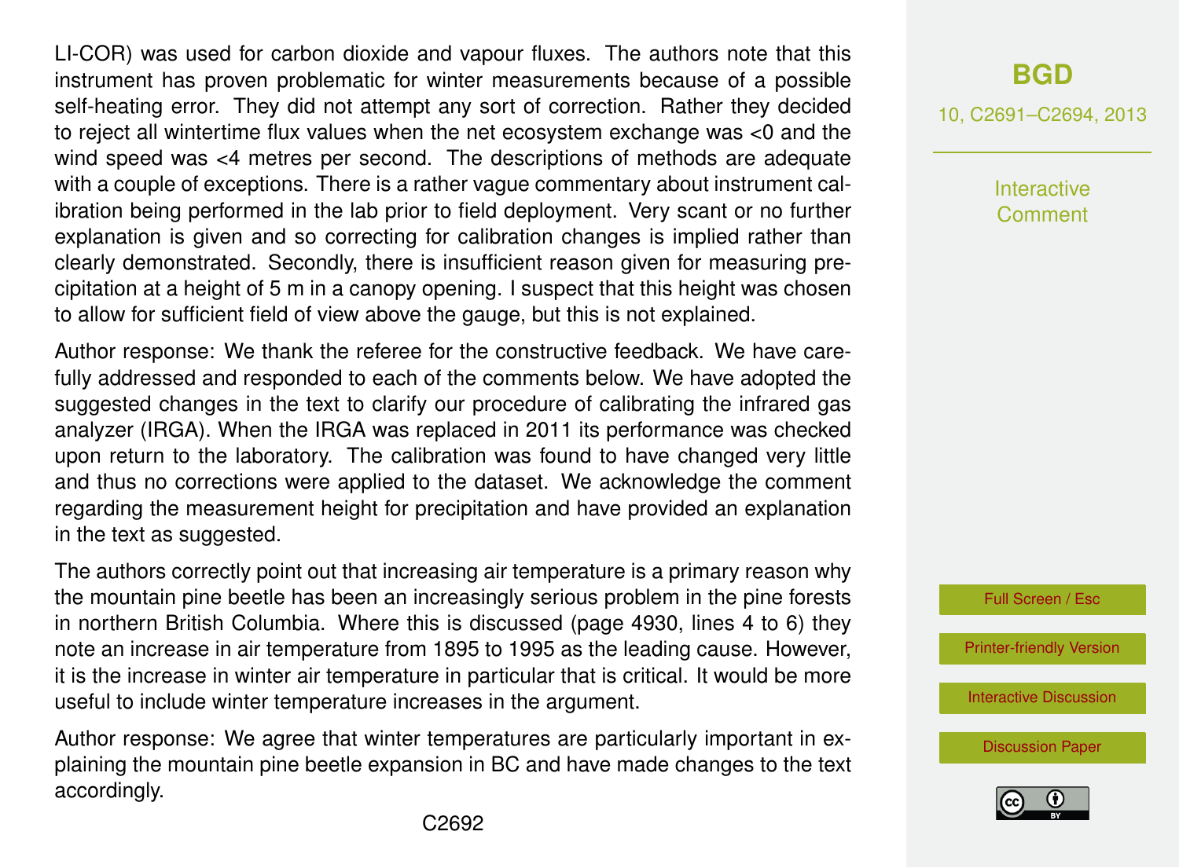LI-COR) was used for carbon dioxide and vapour fluxes. The authors note that this instrument has proven problematic for winter measurements because of a possible self-heating error. They did not attempt any sort of correction. Rather they decided to reject all wintertime flux values when the net ecosystem exchange was <0 and the wind speed was <4 metres per second. The descriptions of methods are adequate with a couple of exceptions. There is a rather vague commentary about instrument calibration being performed in the lab prior to field deployment. Very scant or no further explanation is given and so correcting for calibration changes is implied rather than clearly demonstrated. Secondly, there is insufficient reason given for measuring precipitation at a height of 5 m in a canopy opening. I suspect that this height was chosen to allow for sufficient field of view above the gauge, but this is not explained.

Author response: We thank the referee for the constructive feedback. We have carefully addressed and responded to each of the comments below. We have adopted the suggested changes in the text to clarify our procedure of calibrating the infrared gas analyzer (IRGA). When the IRGA was replaced in 2011 its performance was checked upon return to the laboratory. The calibration was found to have changed very little and thus no corrections were applied to the dataset. We acknowledge the comment regarding the measurement height for precipitation and have provided an explanation in the text as suggested.

The authors correctly point out that increasing air temperature is a primary reason why the mountain pine beetle has been an increasingly serious problem in the pine forests in northern British Columbia. Where this is discussed (page 4930, lines 4 to 6) they note an increase in air temperature from 1895 to 1995 as the leading cause. However, it is the increase in winter air temperature in particular that is critical. It would be more useful to include winter temperature increases in the argument.

Author response: We agree that winter temperatures are particularly important in explaining the mountain pine beetle expansion in BC and have made changes to the text accordingly.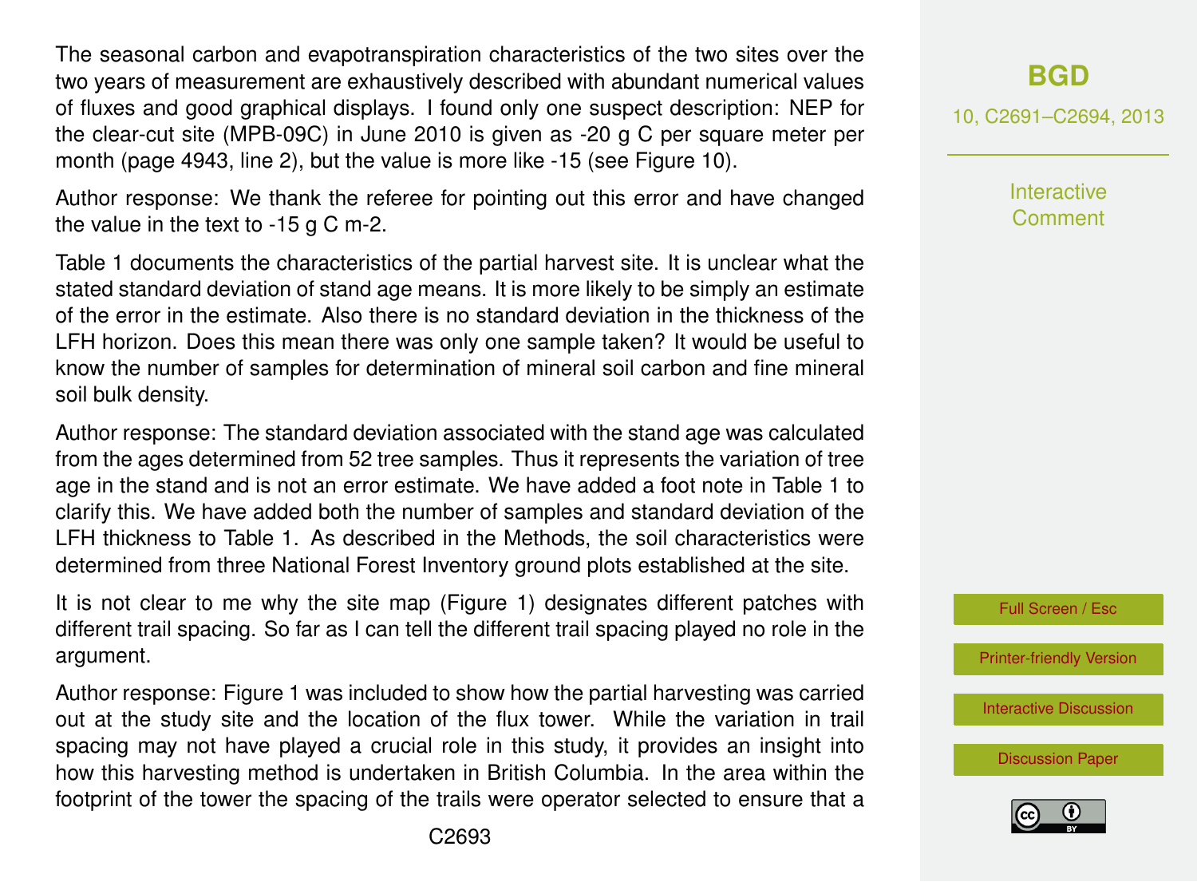The seasonal carbon and evapotranspiration characteristics of the two sites over the two years of measurement are exhaustively described with abundant numerical values of fluxes and good graphical displays. I found only one suspect description: NEP for the clear-cut site (MPB-09C) in June 2010 is given as -20 g C per square meter per month (page 4943, line 2), but the value is more like -15 (see Figure 10).

Author response: We thank the referee for pointing out this error and have changed the value in the text to -15 g C m-2.

Table 1 documents the characteristics of the partial harvest site. It is unclear what the stated standard deviation of stand age means. It is more likely to be simply an estimate of the error in the estimate. Also there is no standard deviation in the thickness of the LFH horizon. Does this mean there was only one sample taken? It would be useful to know the number of samples for determination of mineral soil carbon and fine mineral soil bulk density.

Author response: The standard deviation associated with the stand age was calculated from the ages determined from 52 tree samples. Thus it represents the variation of tree age in the stand and is not an error estimate. We have added a foot note in Table 1 to clarify this. We have added both the number of samples and standard deviation of the LFH thickness to Table 1. As described in the Methods, the soil characteristics were determined from three National Forest Inventory ground plots established at the site.

It is not clear to me why the site map (Figure 1) designates different patches with different trail spacing. So far as I can tell the different trail spacing played no role in the argument.

Author response: Figure 1 was included to show how the partial harvesting was carried out at the study site and the location of the flux tower. While the variation in trail spacing may not have played a crucial role in this study, it provides an insight into how this harvesting method is undertaken in British Columbia. In the area within the footprint of the tower the spacing of the trails were operator selected to ensure that a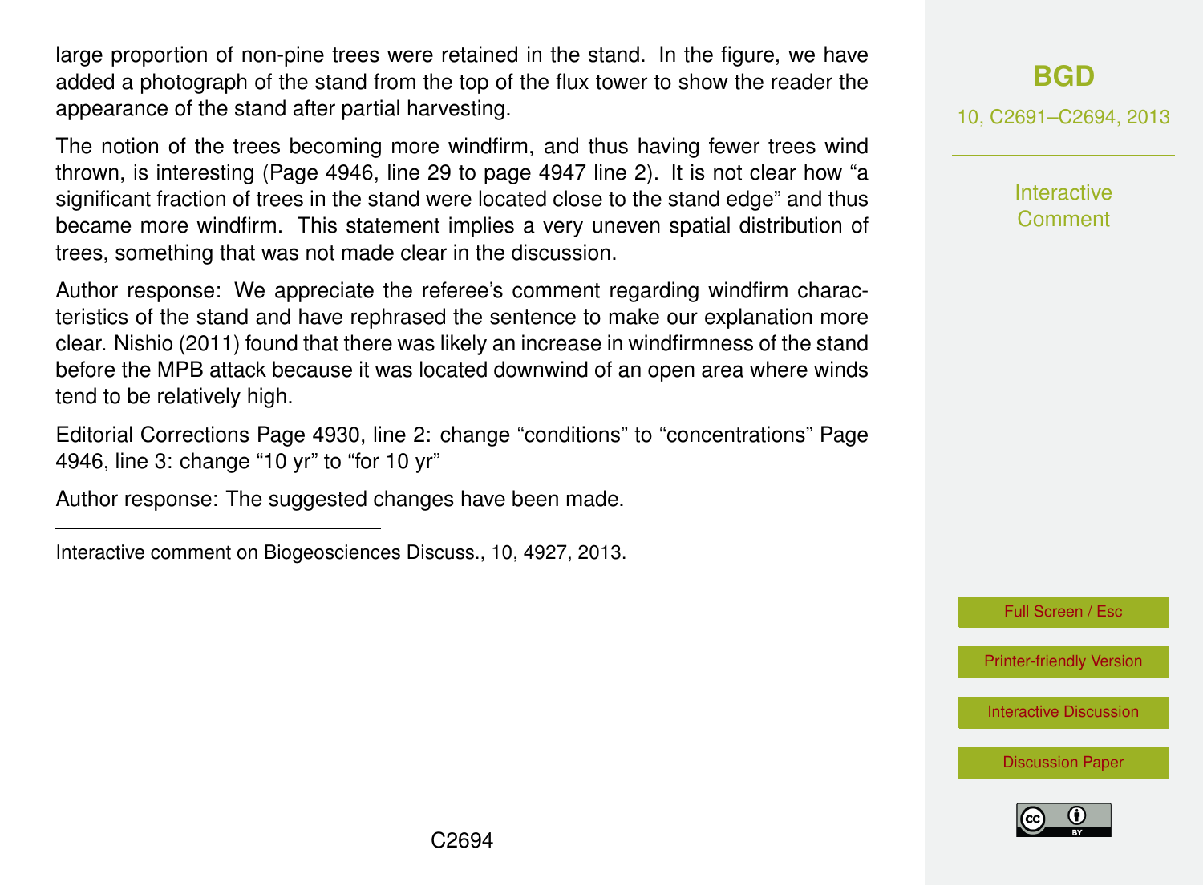large proportion of non-pine trees were retained in the stand. In the figure, we have added a photograph of the stand from the top of the flux tower to show the reader the appearance of the stand after partial harvesting.

The notion of the trees becoming more windfirm, and thus having fewer trees wind thrown, is interesting (Page 4946, line 29 to page 4947 line 2). It is not clear how "a significant fraction of trees in the stand were located close to the stand edge" and thus became more windfirm. This statement implies a very uneven spatial distribution of trees, something that was not made clear in the discussion.

Author response: We appreciate the referee's comment regarding windfirm characteristics of the stand and have rephrased the sentence to make our explanation more clear. Nishio (2011) found that there was likely an increase in windfirmness of the stand before the MPB attack because it was located downwind of an open area where winds tend to be relatively high.

Editorial Corrections Page 4930, line 2: change "conditions" to "concentrations" Page 4946, line 3: change "10 yr" to "for 10 yr"

Author response: The suggested changes have been made.

---

Interactive comment on Biogeosciences Discuss., 10, 4927, 2013.